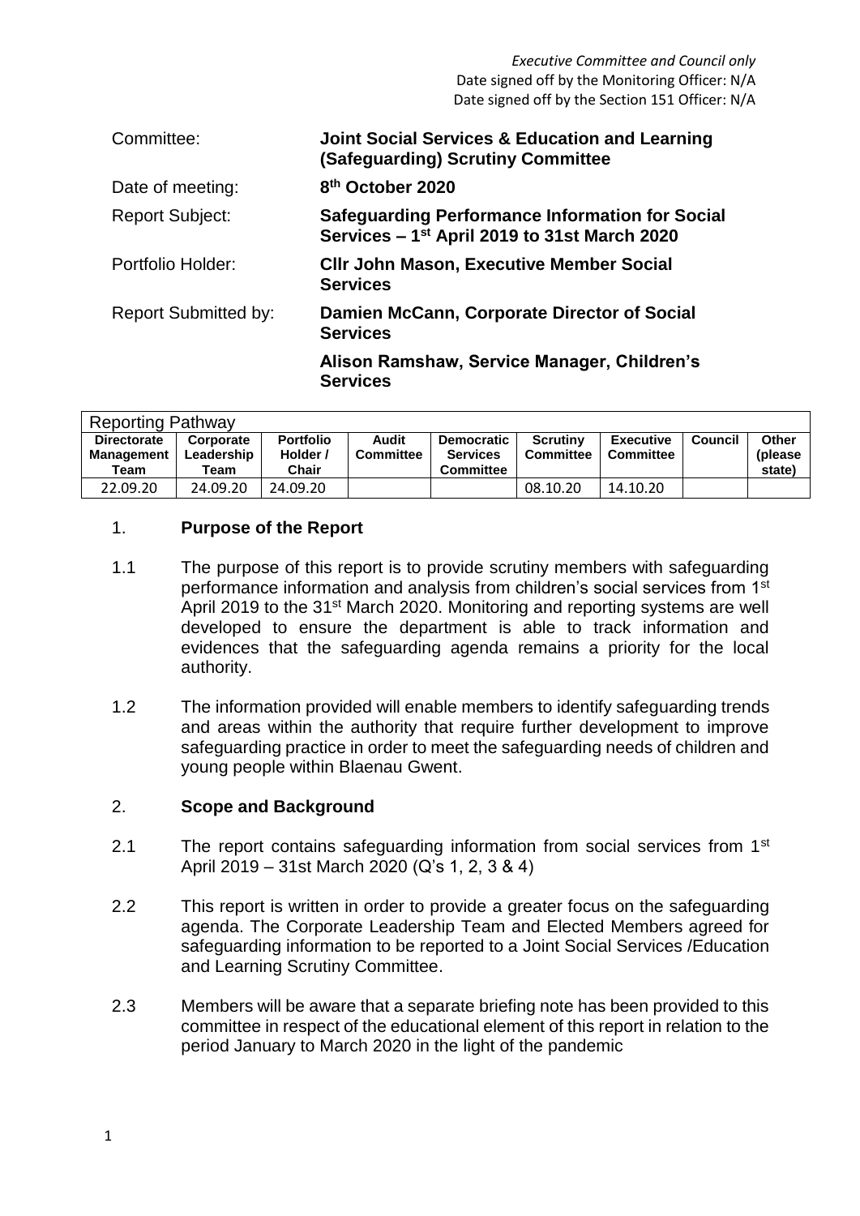*Executive Committee and Council only*
Date signed off by the Monitoring Officer: N/A
Date signed off by the Section 151 Officer: N/A

| | |
|---|---|
| Committee: | **Joint Social Services & Education and Learning (Safeguarding) Scrutiny Committee** |
| Date of meeting: | **8th October 2020** |
| Report Subject: | **Safeguarding Performance Information for Social Services – 1st April 2019 to 31st March 2020** |
| Portfolio Holder: | **Cllr John Mason, Executive Member Social Services** |
| Report Submitted by: | **Damien McCann, Corporate Director of Social Services** |
| | **Alison Ramshaw, Service Manager, Children's Services** |

| Reporting Pathway | | | | | | | | |
|---|---|---|---|---|---|---|---|---|
| **Directorate Management Team** | **Corporate Leadership Team** | **Portfolio Holder / Chair** | **Audit Committee** | **Democratic Services Committee** | **Scrutiny Committee** | **Executive Committee** | **Council** | **Other (please state)** |
| 22.09.20 | 24.09.20 | 24.09.20 | | | 08.10.20 | 14.10.20 | | |

## 1. Purpose of the Report

1.1 The purpose of this report is to provide scrutiny members with safeguarding performance information and analysis from children's social services from 1st April 2019 to the 31st March 2020. Monitoring and reporting systems are well developed to ensure the department is able to track information and evidences that the safeguarding agenda remains a priority for the local authority.

1.2 The information provided will enable members to identify safeguarding trends and areas within the authority that require further development to improve safeguarding practice in order to meet the safeguarding needs of children and young people within Blaenau Gwent.

## 2. Scope and Background

2.1 The report contains safeguarding information from social services from 1st April 2019 – 31st March 2020 (Q's 1, 2, 3 & 4)

2.2 This report is written in order to provide a greater focus on the safeguarding agenda. The Corporate Leadership Team and Elected Members agreed for safeguarding information to be reported to a Joint Social Services /Education and Learning Scrutiny Committee.

2.3 Members will be aware that a separate briefing note has been provided to this committee in respect of the educational element of this report in relation to the period January to March 2020 in the light of the pandemic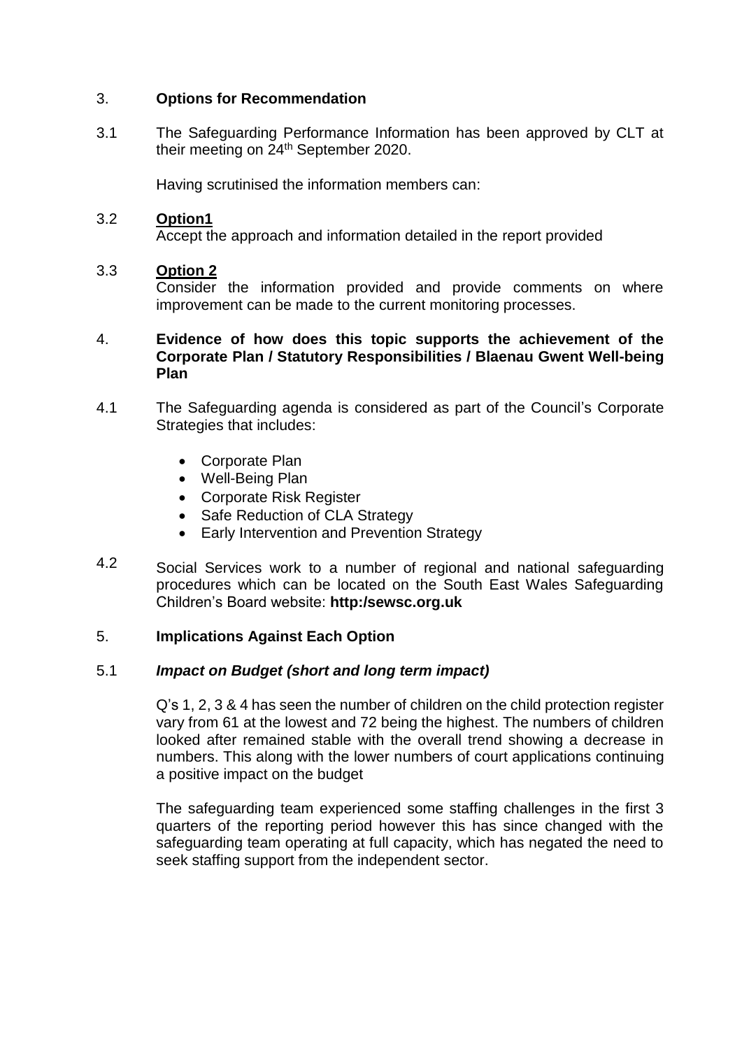3. **Options for Recommendation**

3.1 The Safeguarding Performance Information has been approved by CLT at their meeting on 24th September 2020.

Having scrutinised the information members can:

3.2 **Option1**

Accept the approach and information detailed in the report provided

3.3 **Option 2**

Consider the information provided and provide comments on where improvement can be made to the current monitoring processes.

4. **Evidence of how does this topic supports the achievement of the Corporate Plan / Statutory Responsibilities / Blaenau Gwent Well-being Plan**

4.1 The Safeguarding agenda is considered as part of the Council's Corporate Strategies that includes:

- Corporate Plan
- Well-Being Plan
- Corporate Risk Register
- Safe Reduction of CLA Strategy
- Early Intervention and Prevention Strategy

4.2 Social Services work to a number of regional and national safeguarding procedures which can be located on the South East Wales Safeguarding Children's Board website: **http:/sewsc.org.uk**

5. **Implications Against Each Option**

5.1 ***Impact on Budget (short and long term impact)***

Q's 1, 2, 3 & 4 has seen the number of children on the child protection register vary from 61 at the lowest and 72 being the highest. The numbers of children looked after remained stable with the overall trend showing a decrease in numbers. This along with the lower numbers of court applications continuing a positive impact on the budget

The safeguarding team experienced some staffing challenges in the first 3 quarters of the reporting period however this has since changed with the safeguarding team operating at full capacity, which has negated the need to seek staffing support from the independent sector.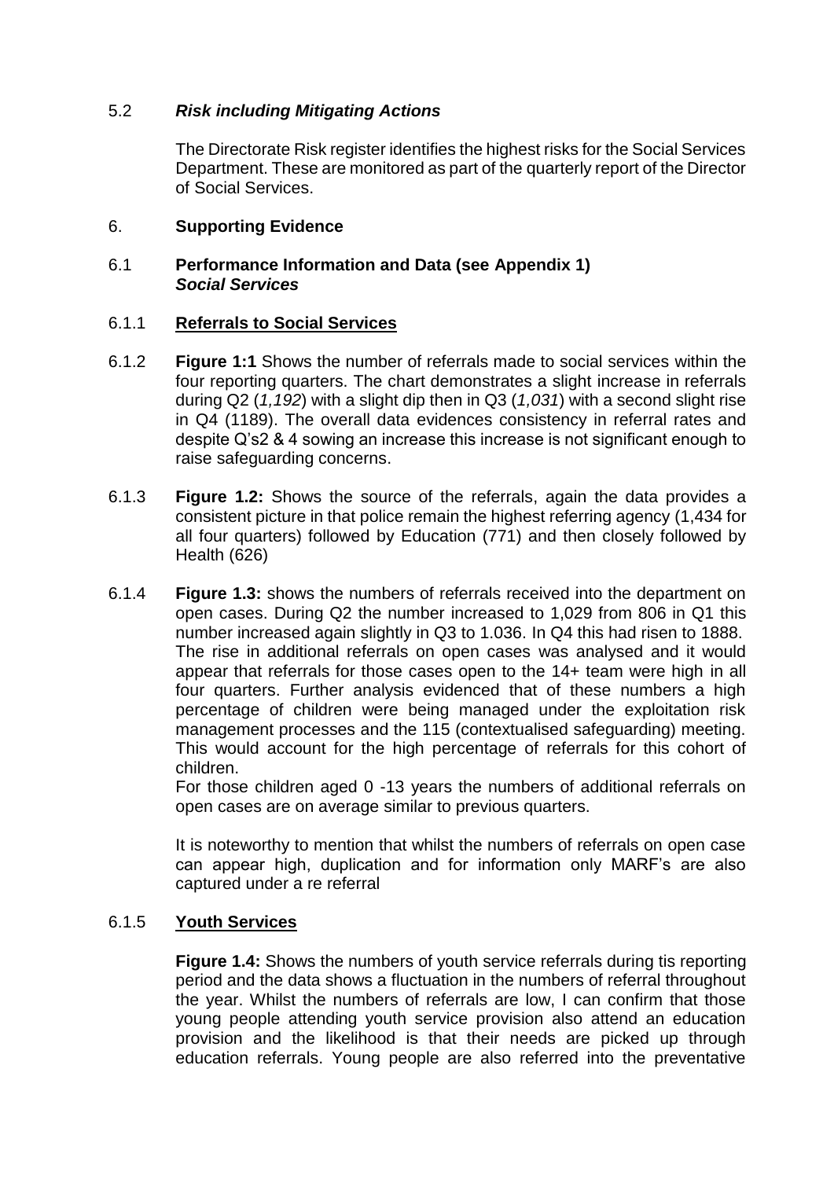5.2 ***Risk including Mitigating Actions***

The Directorate Risk register identifies the highest risks for the Social Services Department. These are monitored as part of the quarterly report of the Director of Social Services.

6. **Supporting Evidence**

6.1 **Performance Information and Data (see Appendix 1)**
***Social Services***

6.1.1 **Referrals to Social Services**

6.1.2 **Figure 1:1** Shows the number of referrals made to social services within the four reporting quarters. The chart demonstrates a slight increase in referrals during Q2 (*1,192*) with a slight dip then in Q3 (*1,031*) with a second slight rise in Q4 (1189). The overall data evidences consistency in referral rates and despite Q's2 & 4 sowing an increase this increase is not significant enough to raise safeguarding concerns.

6.1.3 **Figure 1.2:** Shows the source of the referrals, again the data provides a consistent picture in that police remain the highest referring agency (1,434 for all four quarters) followed by Education (771) and then closely followed by Health (626)

6.1.4 **Figure 1.3:** shows the numbers of referrals received into the department on open cases. During Q2 the number increased to 1,029 from 806 in Q1 this number increased again slightly in Q3 to 1.036. In Q4 this had risen to 1888. The rise in additional referrals on open cases was analysed and it would appear that referrals for those cases open to the 14+ team were high in all four quarters. Further analysis evidenced that of these numbers a high percentage of children were being managed under the exploitation risk management processes and the 115 (contextualised safeguarding) meeting. This would account for the high percentage of referrals for this cohort of children.
For those children aged 0 -13 years the numbers of additional referrals on open cases are on average similar to previous quarters.

It is noteworthy to mention that whilst the numbers of referrals on open case can appear high, duplication and for information only MARF's are also captured under a re referral

6.1.5 **Youth Services**

**Figure 1.4:** Shows the numbers of youth service referrals during tis reporting period and the data shows a fluctuation in the numbers of referral throughout the year. Whilst the numbers of referrals are low, I can confirm that those young people attending youth service provision also attend an education provision and the likelihood is that their needs are picked up through education referrals. Young people are also referred into the preventative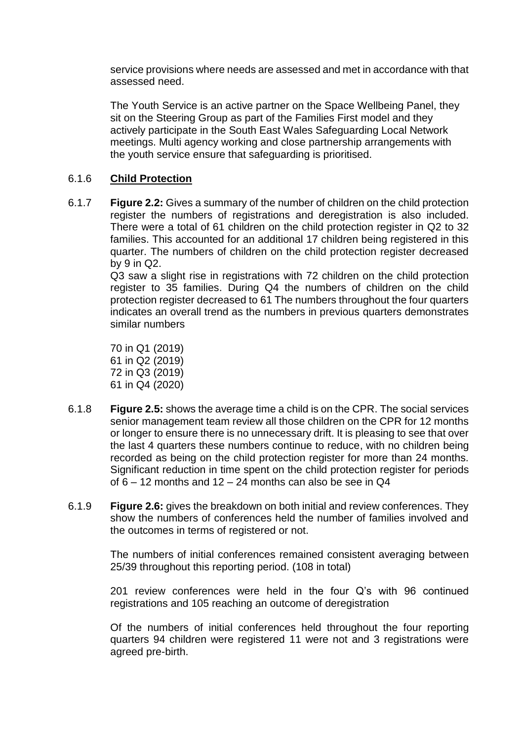service provisions where needs are assessed and met in accordance with that assessed need.

The Youth Service is an active partner on the Space Wellbeing Panel, they sit on the Steering Group as part of the Families First model and they actively participate in the South East Wales Safeguarding Local Network meetings. Multi agency working and close partnership arrangements with the youth service ensure that safeguarding is prioritised.

6.1.6 **Child Protection**

6.1.7 **Figure 2.2:** Gives a summary of the number of children on the child protection register the numbers of registrations and deregistration is also included. There were a total of 61 children on the child protection register in Q2 to 32 families. This accounted for an additional 17 children being registered in this quarter. The numbers of children on the child protection register decreased by 9 in Q2.

Q3 saw a slight rise in registrations with 72 children on the child protection register to 35 families. During Q4 the numbers of children on the child protection register decreased to 61 The numbers throughout the four quarters indicates an overall trend as the numbers in previous quarters demonstrates similar numbers

70 in Q1 (2019)
61 in Q2 (2019)
72 in Q3 (2019)
61 in Q4 (2020)

6.1.8 **Figure 2.5:** shows the average time a child is on the CPR. The social services senior management team review all those children on the CPR for 12 months or longer to ensure there is no unnecessary drift. It is pleasing to see that over the last 4 quarters these numbers continue to reduce, with no children being recorded as being on the child protection register for more than 24 months. Significant reduction in time spent on the child protection register for periods of 6 – 12 months and 12 – 24 months can also be see in Q4

6.1.9 **Figure 2.6:** gives the breakdown on both initial and review conferences. They show the numbers of conferences held the number of families involved and the outcomes in terms of registered or not.

The numbers of initial conferences remained consistent averaging between 25/39 throughout this reporting period. (108 in total)

201 review conferences were held in the four Q's with 96 continued registrations and 105 reaching an outcome of deregistration

Of the numbers of initial conferences held throughout the four reporting quarters 94 children were registered 11 were not and 3 registrations were agreed pre-birth.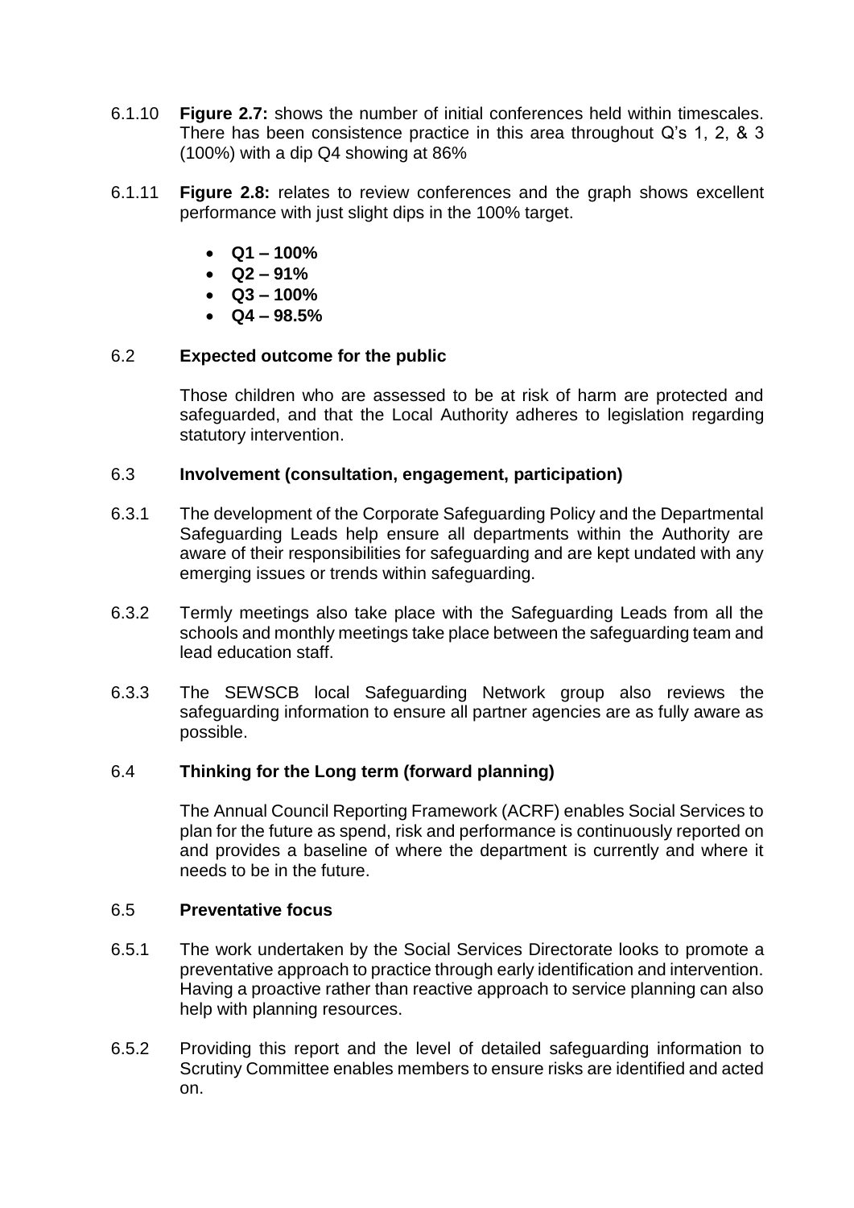6.1.10 **Figure 2.7:** shows the number of initial conferences held within timescales. There has been consistence practice in this area throughout Q's 1, 2, & 3 (100%) with a dip Q4 showing at 86%

6.1.11 **Figure 2.8:** relates to review conferences and the graph shows excellent performance with just slight dips in the 100% target.

- **Q1 – 100%**
- **Q2 – 91%**
- **Q3 – 100%**
- **Q4 – 98.5%**

### 6.2 Expected outcome for the public

Those children who are assessed to be at risk of harm are protected and safeguarded, and that the Local Authority adheres to legislation regarding statutory intervention.

### 6.3 Involvement (consultation, engagement, participation)

6.3.1 The development of the Corporate Safeguarding Policy and the Departmental Safeguarding Leads help ensure all departments within the Authority are aware of their responsibilities for safeguarding and are kept undated with any emerging issues or trends within safeguarding.

6.3.2 Termly meetings also take place with the Safeguarding Leads from all the schools and monthly meetings take place between the safeguarding team and lead education staff.

6.3.3 The SEWSCB local Safeguarding Network group also reviews the safeguarding information to ensure all partner agencies are as fully aware as possible.

### 6.4 Thinking for the Long term (forward planning)

The Annual Council Reporting Framework (ACRF) enables Social Services to plan for the future as spend, risk and performance is continuously reported on and provides a baseline of where the department is currently and where it needs to be in the future.

### 6.5 Preventative focus

6.5.1 The work undertaken by the Social Services Directorate looks to promote a preventative approach to practice through early identification and intervention. Having a proactive rather than reactive approach to service planning can also help with planning resources.

6.5.2 Providing this report and the level of detailed safeguarding information to Scrutiny Committee enables members to ensure risks are identified and acted on.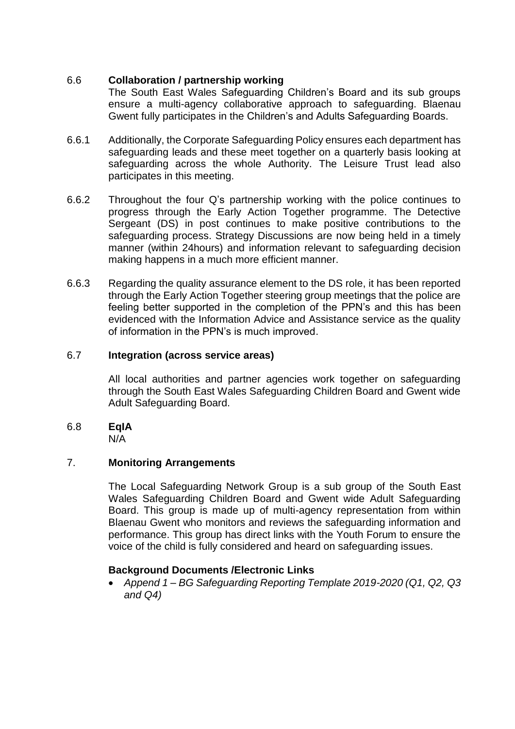### 6.6 **Collaboration / partnership working**

The South East Wales Safeguarding Children's Board and its sub groups ensure a multi-agency collaborative approach to safeguarding. Blaenau Gwent fully participates in the Children's and Adults Safeguarding Boards.

6.6.1 Additionally, the Corporate Safeguarding Policy ensures each department has safeguarding leads and these meet together on a quarterly basis looking at safeguarding across the whole Authority. The Leisure Trust lead also participates in this meeting.

6.6.2 Throughout the four Q's partnership working with the police continues to progress through the Early Action Together programme. The Detective Sergeant (DS) in post continues to make positive contributions to the safeguarding process. Strategy Discussions are now being held in a timely manner (within 24hours) and information relevant to safeguarding decision making happens in a much more efficient manner.

6.6.3 Regarding the quality assurance element to the DS role, it has been reported through the Early Action Together steering group meetings that the police are feeling better supported in the completion of the PPN's and this has been evidenced with the Information Advice and Assistance service as the quality of information in the PPN's is much improved.

### 6.7 **Integration (across service areas)**

All local authorities and partner agencies work together on safeguarding through the South East Wales Safeguarding Children Board and Gwent wide Adult Safeguarding Board.

### 6.8 **EqIA**

N/A

## 7. **Monitoring Arrangements**

The Local Safeguarding Network Group is a sub group of the South East Wales Safeguarding Children Board and Gwent wide Adult Safeguarding Board. This group is made up of multi-agency representation from within Blaenau Gwent who monitors and reviews the safeguarding information and performance. This group has direct links with the Youth Forum to ensure the voice of the child is fully considered and heard on safeguarding issues.

**Background Documents /Electronic Links**

- *Append 1 – BG Safeguarding Reporting Template 2019-2020 (Q1, Q2, Q3 and Q4)*